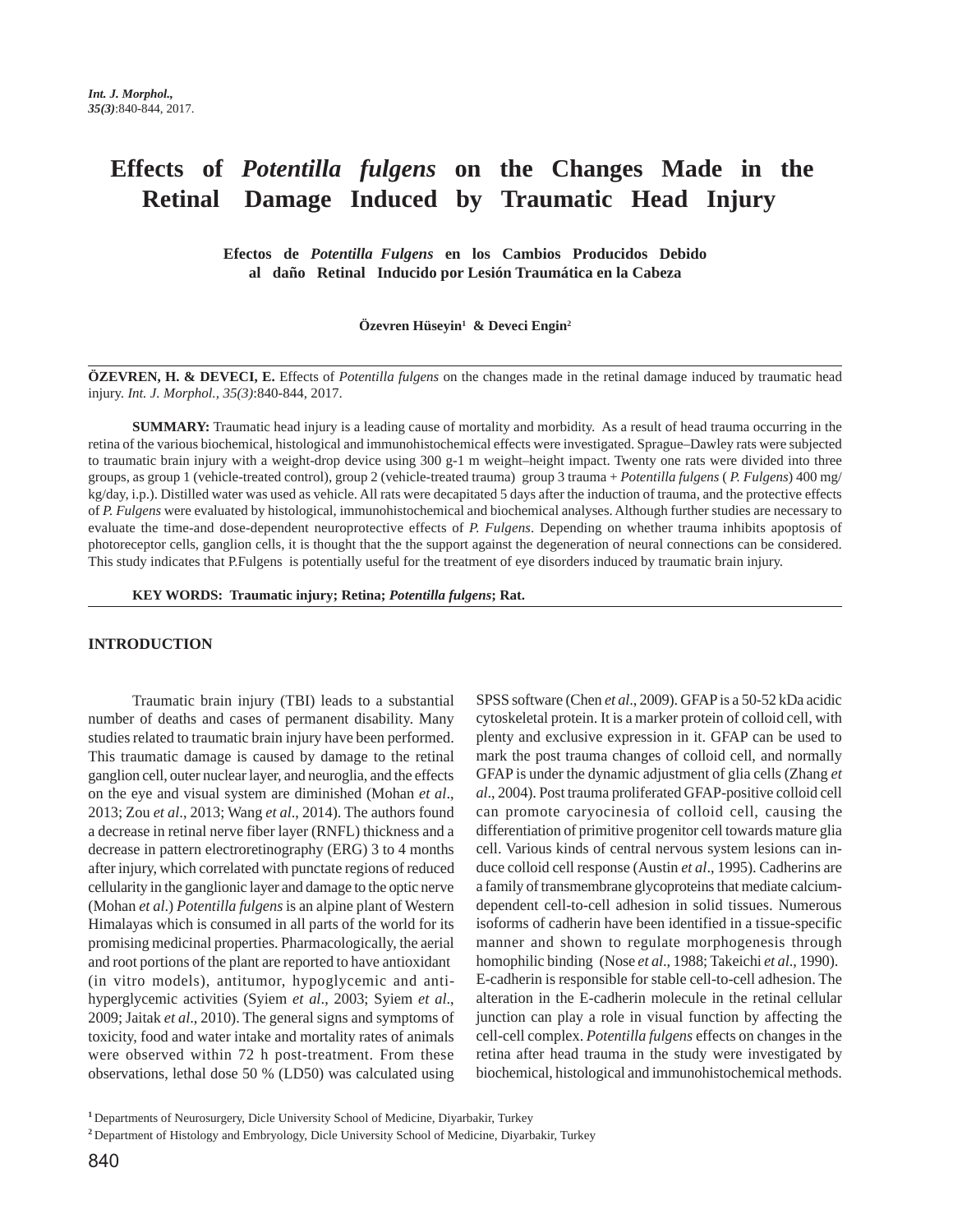# Effects of *Potentilla fulgens* on the Changes Made in the Retinal Damage Induced by Traumatic Head Injury

**Efectos de *Potentilla Fulgens* en los Cambios Producidos Debido al daño Retinal Inducido por Lesión Traumática en la Cabeza**

**Özevren Hüseyin[1] & Deveci Engin[2]**

---

**ÖZEVREN, H. & DEVECI, E.** Effects of *Potentilla fulgens* on the changes made in the retinal damage induced by traumatic head injury. *Int. J. Morphol., 35(3)*:840-844, 2017.

**SUMMARY:** Traumatic head injury is a leading cause of mortality and morbidity. As a result of head trauma occurring in the retina of the various biochemical, histological and immunohistochemical effects were investigated. Sprague–Dawley rats were subjected to traumatic brain injury with a weight-drop device using 300 g-1 m weight–height impact. Twenty one rats were divided into three groups, as group 1 (vehicle-treated control), group 2 (vehicle-treated trauma) group 3 trauma + *Potentilla fulgens* ( *P. Fulgens*) 400 mg/kg/day, i.p.). Distilled water was used as vehicle. All rats were decapitated 5 days after the induction of trauma, and the protective effects of *P. Fulgens* were evaluated by histological, immunohistochemical and biochemical analyses. Although further studies are necessary to evaluate the time-and dose-dependent neuroprotective effects of *P. Fulgens*. Depending on whether trauma inhibits apoptosis of photoreceptor cells, ganglion cells, it is thought that the the support against the degeneration of neural connections can be considered. This study indicates that P.Fulgens is potentially useful for the treatment of eye disorders induced by traumatic brain injury.

**KEY WORDS: Traumatic injury; Retina; *Potentilla fulgens*; Rat.**

---

## INTRODUCTION

Traumatic brain injury (TBI) leads to a substantial number of deaths and cases of permanent disability. Many studies related to traumatic brain injury have been performed. This traumatic damage is caused by damage to the retinal ganglion cell, outer nuclear layer, and neuroglia, and the effects on the eye and visual system are diminished (Mohan *et al*., 2013; Zou *et al*., 2013; Wang *et al*., 2014). The authors found a decrease in retinal nerve fiber layer (RNFL) thickness and a decrease in pattern electroretinography (ERG) 3 to 4 months after injury, which correlated with punctate regions of reduced cellularity in the ganglionic layer and damage to the optic nerve (Mohan *et al*.) *Potentilla fulgens* is an alpine plant of Western Himalayas which is consumed in all parts of the world for its promising medicinal properties. Pharmacologically, the aerial and root portions of the plant are reported to have antioxidant (in vitro models), antitumor, hypoglycemic and anti-hyperglycemic activities (Syiem *et al*., 2003; Syiem *et al*., 2009; Jaitak *et al*., 2010). The general signs and symptoms of toxicity, food and water intake and mortality rates of animals were observed within 72 h post-treatment. From these observations, lethal dose 50 % (LD50) was calculated using SPSS software (Chen *et al*., 2009). GFAP is a 50-52 kDa acidic cytoskeletal protein. It is a marker protein of colloid cell, with plenty and exclusive expression in it. GFAP can be used to mark the post trauma changes of colloid cell, and normally GFAP is under the dynamic adjustment of glia cells (Zhang *et al*., 2004). Post trauma proliferated GFAP-positive colloid cell can promote caryocinesia of colloid cell, causing the differentiation of primitive progenitor cell towards mature glia cell. Various kinds of central nervous system lesions can induce colloid cell response (Austin *et al*., 1995). Cadherins are a family of transmembrane glycoproteins that mediate calcium-dependent cell-to-cell adhesion in solid tissues. Numerous isoforms of cadherin have been identified in a tissue-specific manner and shown to regulate morphogenesis through homophilic binding (Nose *et al*., 1988; Takeichi *et al*., 1990). E-cadherin is responsible for stable cell-to-cell adhesion. The alteration in the E-cadherin molecule in the retinal cellular junction can play a role in visual function by affecting the cell-cell complex. *Potentilla fulgens* effects on changes in the retina after head trauma in the study were investigated by biochemical, histological and immunohistochemical methods.

---

[1] Departments of Neurosurgery, Dicle University School of Medicine, Diyarbakir, Turkey

[2] Department of Histology and Embryology, Dicle University School of Medicine, Diyarbakir, Turkey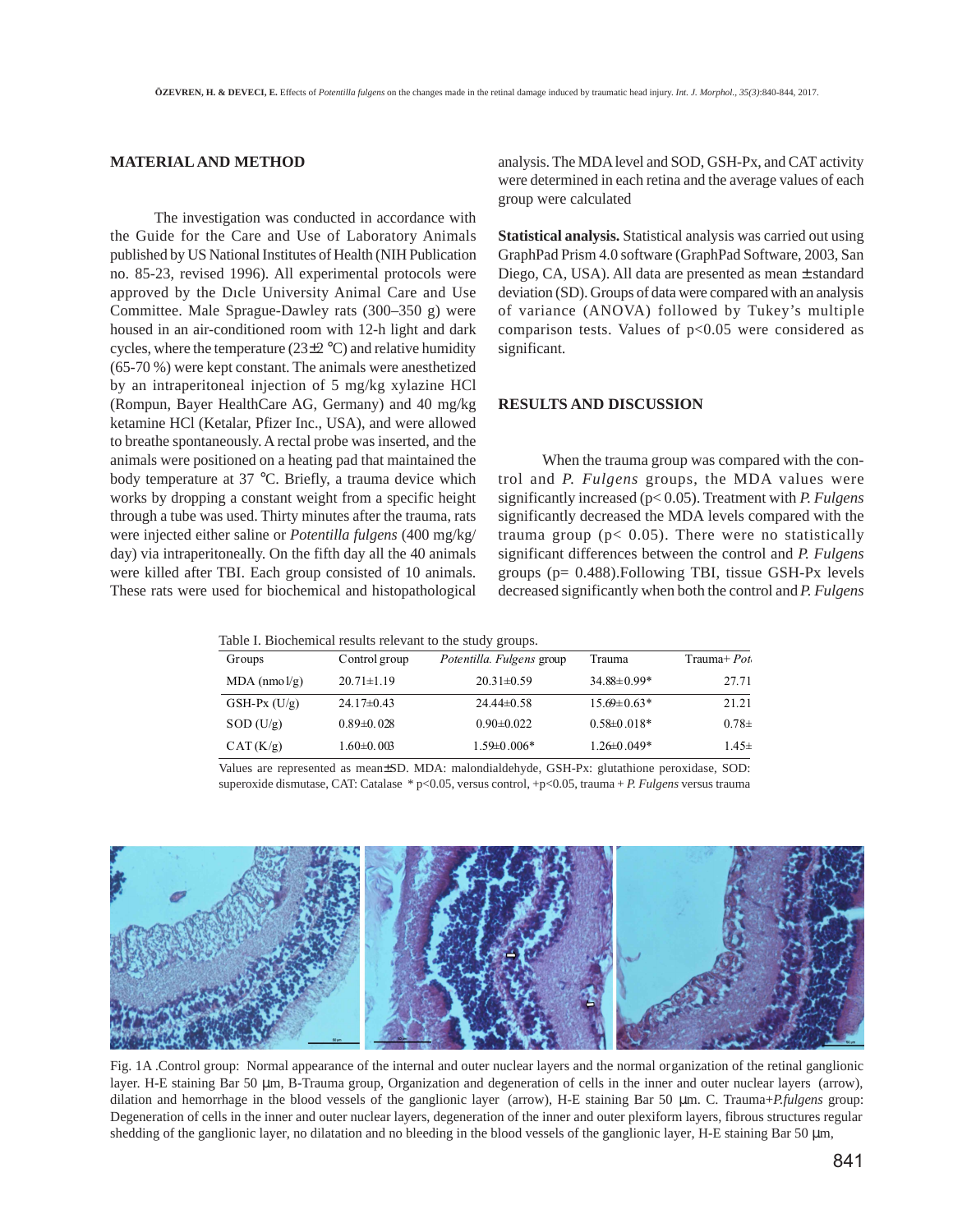## MATERIAL AND METHOD

The investigation was conducted in accordance with the Guide for the Care and Use of Laboratory Animals published by US National Institutes of Health (NIH Publication no. 85-23, revised 1996). All experimental protocols were approved by the Dıcle University Animal Care and Use Committee. Male Sprague-Dawley rats (300–350 g) were housed in an air-conditioned room with 12-h light and dark cycles, where the temperature (23±2 °C) and relative humidity (65-70 %) were kept constant. The animals were anesthetized by an intraperitoneal injection of 5 mg/kg xylazine HCl (Rompun, Bayer HealthCare AG, Germany) and 40 mg/kg ketamine HCl (Ketalar, Pfizer Inc., USA), and were allowed to breathe spontaneously. A rectal probe was inserted, and the animals were positioned on a heating pad that maintained the body temperature at 37 °C. Briefly, a trauma device which works by dropping a constant weight from a specific height through a tube was used. Thirty minutes after the trauma, rats were injected either saline or *Potentilla fulgens* (400 mg/kg/day) via intraperitoneally. On the fifth day all the 40 animals were killed after TBI. Each group consisted of 10 animals. These rats were used for biochemical and histopathological analysis. The MDA level and SOD, GSH-Px, and CAT activity were determined in each retina and the average values of each group were calculated

**Statistical analysis.** Statistical analysis was carried out using GraphPad Prism 4.0 software (GraphPad Software, 2003, San Diego, CA, USA). All data are presented as mean ± standard deviation (SD). Groups of data were compared with an analysis of variance (ANOVA) followed by Tukey's multiple comparison tests. Values of $p<0.05$ were considered as significant.

## RESULTS AND DISCUSSION

When the trauma group was compared with the control and *P. Fulgens* groups, the MDA values were significantly increased ($p< 0.05$). Treatment with *P. Fulgens* significantly decreased the MDA levels compared with the trauma group ($p< 0.05$). There were no statistically significant differences between the control and *P. Fulgens* groups ($p= 0.488$).Following TBI, tissue GSH-Px levels decreased significantly when both the control and *P. Fulgens*

Table I. Biochemical results relevant to the study groups.

| Groups | Control group | *Potentilla. Fulgens* group | Trauma | Trauma+ *Pot* |
|---|---|---|---|---|
| MDA (nmol/g) | 20.71±1.19 | 20.31±0.59 | 34.88±0.99* | 27.71 |
| GSH-Px (U/g) | 24.17±0.43 | 24.44±0.58 | 15.69±0.63* | 21.21 |
| SOD (U/g) | 0.89±0.028 | 0.90±0.022 | 0.58±0.018* | 0.78± |
| CAT (K/g) | 1.60±0.003 | 1.59±0.006* | 1.26±0.049* | 1.45± |

Values are represented as mean±SD. MDA: malondialdehyde, GSH-Px: glutathione peroxidase, SOD: superoxide dismutase, CAT: Catalase * $p<0.05$, versus control, + $p<0.05$, trauma + *P. Fulgens* versus trauma

Fig. 1A .Control group: Normal appearance of the internal and outer nuclear layers and the normal organization of the retinal ganglionic layer. H-E staining Bar 50 µm, B-Trauma group, Organization and degeneration of cells in the inner and outer nuclear layers (arrow), dilation and hemorrhage in the blood vessels of the ganglionic layer (arrow), H-E staining Bar 50 µm. C. Trauma+*P.fulgens* group: Degeneration of cells in the inner and outer nuclear layers, degeneration of the inner and outer plexiform layers, fibrous structures regular shedding of the ganglionic layer, no dilatation and no bleeding in the blood vessels of the ganglionic layer, H-E staining Bar 50 µm,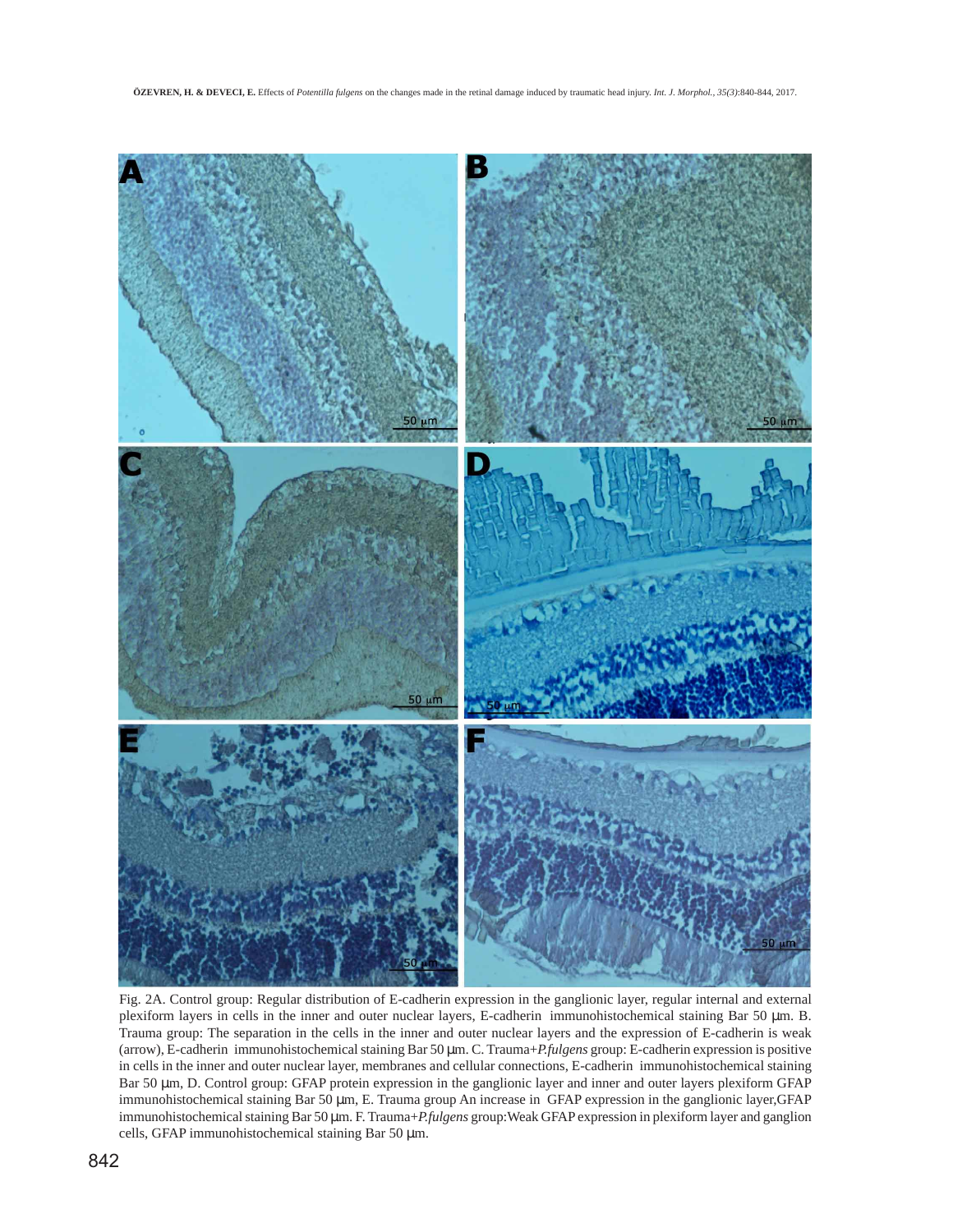Fig. 2A. Control group: Regular distribution of E-cadherin expression in the ganglionic layer, regular internal and external plexiform layers in cells in the inner and outer nuclear layers, E-cadherin immunohistochemical staining Bar 50 μm. B. Trauma group: The separation in the cells in the inner and outer nuclear layers and the expression of E-cadherin is weak (arrow), E-cadherin immunohistochemical staining Bar 50 μm. C. Trauma+*P.fulgens* group: E-cadherin expression is positive in cells in the inner and outer nuclear layer, membranes and cellular connections, E-cadherin immunohistochemical staining Bar 50 μm, D. Control group: GFAP protein expression in the ganglionic layer and inner and outer layers plexiform GFAP immunohistochemical staining Bar 50 μm, E. Trauma group An increase in GFAP expression in the ganglionic layer,GFAP immunohistochemical staining Bar 50 μm. F. Trauma+*P.fulgens* group:Weak GFAP expression in plexiform layer and ganglion cells, GFAP immunohistochemical staining Bar 50 μm.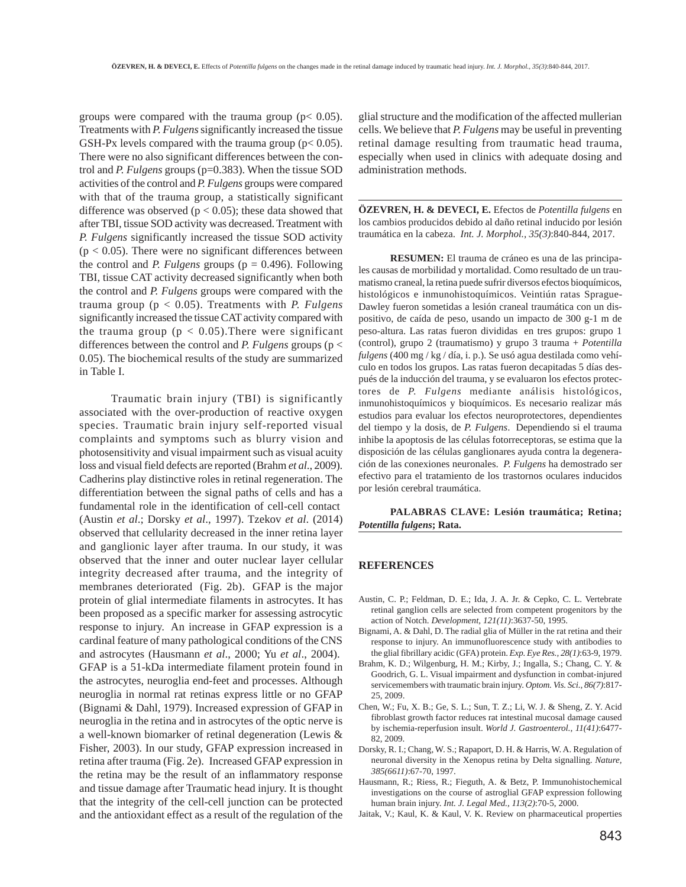groups were compared with the trauma group ($p< 0.05$). Treatments with *P. Fulgens* significantly increased the tissue GSH-Px levels compared with the trauma group ($p< 0.05$). There were no also significant differences between the control and *P. Fulgens* groups (p=0.383). When the tissue SOD activities of the control and *P. Fulgens* groups were compared with that of the trauma group, a statistically significant difference was observed ($p < 0.05$); these data showed that after TBI, tissue SOD activity was decreased. Treatment with *P. Fulgens* significantly increased the tissue SOD activity ($p < 0.05$). There were no significant differences between the control and *P. Fulgens* groups ($p = 0.496$). Following TBI, tissue CAT activity decreased significantly when both the control and *P. Fulgens* groups were compared with the trauma group ($p < 0.05$). Treatments with *P. Fulgens* significantly increased the tissue CAT activity compared with the trauma group ($p < 0.05$).There were significant differences between the control and *P. Fulgens* groups ($p < 0.05$). The biochemical results of the study are summarized in Table I.

Traumatic brain injury (TBI) is significantly associated with the over-production of reactive oxygen species. Traumatic brain injury self-reported visual complaints and symptoms such as blurry vision and photosensitivity and visual impairment such as visual acuity loss and visual field defects are reported (Brahm *et al*., 2009). Cadherins play distinctive roles in retinal regeneration. The differentiation between the signal paths of cells and has a fundamental role in the identification of cell-cell contact (Austin *et al*.; Dorsky *et al*., 1997). Tzekov *et al*. (2014) observed that cellularity decreased in the inner retina layer and ganglionic layer after trauma. In our study, it was observed that the inner and outer nuclear layer cellular integrity decreased after trauma, and the integrity of membranes deteriorated (Fig. 2b). GFAP is the major protein of glial intermediate filaments in astrocytes. It has been proposed as a specific marker for assessing astrocytic response to injury. An increase in GFAP expression is a cardinal feature of many pathological conditions of the CNS and astrocytes (Hausmann *et al*., 2000; Yu *et al*., 2004). GFAP is a 51-kDa intermediate filament protein found in the astrocytes, neuroglia end-feet and processes. Although neuroglia in normal rat retinas express little or no GFAP (Bignami & Dahl, 1979). Increased expression of GFAP in neuroglia in the retina and in astrocytes of the optic nerve is a well-known biomarker of retinal degeneration (Lewis & Fisher, 2003). In our study, GFAP expression increased in retina after trauma (Fig. 2e). Increased GFAP expression in the retina may be the result of an inflammatory response and tissue damage after Traumatic head injury. It is thought that the integrity of the cell-cell junction can be protected and the antioxidant effect as a result of the regulation of the glial structure and the modification of the affected mullerian cells. We believe that *P. Fulgens* may be useful in preventing retinal damage resulting from traumatic head trauma, especially when used in clinics with adequate dosing and administration methods.

---

**ÖZEVREN, H. & DEVECI, E.** Efectos de *Potentilla fulgens* en los cambios producidos debido al daño retinal inducido por lesión traumática en la cabeza. *Int. J. Morphol., 35(3)*:840-844, 2017.

**RESUMEN:** El trauma de cráneo es una de las principales causas de morbilidad y mortalidad. Como resultado de un traumatismo craneal, la retina puede sufrir diversos efectos bioquímicos, histológicos e inmunohistoquímicos. Veintiún ratas Sprague-Dawley fueron sometidas a lesión craneal traumática con un dispositivo, de caída de peso, usando un impacto de 300 g-1 m de peso-altura. Las ratas fueron divididas en tres grupos: grupo 1 (control), grupo 2 (traumatismo) y grupo 3 trauma + *Potentilla fulgens* (400 mg / kg / día, i. p.). Se usó agua destilada como vehículo en todos los grupos. Las ratas fueron decapitadas 5 días después de la inducción del trauma, y se evaluaron los efectos protectores de *P. Fulgens* mediante análisis histológicos, inmunohistoquímicos y bioquímicos. Es necesario realizar más estudios para evaluar los efectos neuroprotectores, dependientes del tiempo y la dosis, de *P. Fulgens*. Dependiendo si el trauma inhibe la apoptosis de las células fotorreceptoras, se estima que la disposición de las células ganglionares ayuda contra la degeneración de las conexiones neuronales. *P. Fulgens* ha demostrado ser efectivo para el tratamiento de los trastornos oculares inducidos por lesión cerebral traumática.

**PALABRAS CLAVE: Lesión traumática; Retina; *Potentilla fulgens*; Rata.**

---

## REFERENCES

Austin, C. P.; Feldman, D. E.; Ida, J. A. Jr. & Cepko, C. L. Vertebrate retinal ganglion cells are selected from competent progenitors by the action of Notch. *Development, 121(11)*:3637-50, 1995.

Bignami, A. & Dahl, D. The radial glia of Müller in the rat retina and their response to injury. An immunofluorescence study with antibodies to the glial fibrillary acidic (GFA) protein. *Exp. Eye Res., 28(1)*:63-9, 1979.

Brahm, K. D.; Wilgenburg, H. M.; Kirby, J.; Ingalla, S.; Chang, C. Y. & Goodrich, G. L. Visual impairment and dysfunction in combat-injured servicemembers with traumatic brain injury. *Optom. Vis. Sci., 86(7)*:817-25, 2009.

Chen, W.; Fu, X. B.; Ge, S. L.; Sun, T. Z.; Li, W. J. & Sheng, Z. Y. Acid fibroblast growth factor reduces rat intestinal mucosal damage caused by ischemia-reperfusion insult. *World J. Gastroenterol., 11(41)*:6477-82, 2009.

Dorsky, R. I.; Chang, W. S.; Rapaport, D. H. & Harris, W. A. Regulation of neuronal diversity in the Xenopus retina by Delta signalling. *Nature, 385(6611)*:67-70, 1997.

Hausmann, R.; Riess, R.; Fieguth, A. & Betz, P. Immunohistochemical investigations on the course of astroglial GFAP expression following human brain injury. *Int. J. Legal Med., 113(2)*:70-5, 2000.

Jaitak, V.; Kaul, K. & Kaul, V. K. Review on pharmaceutical properties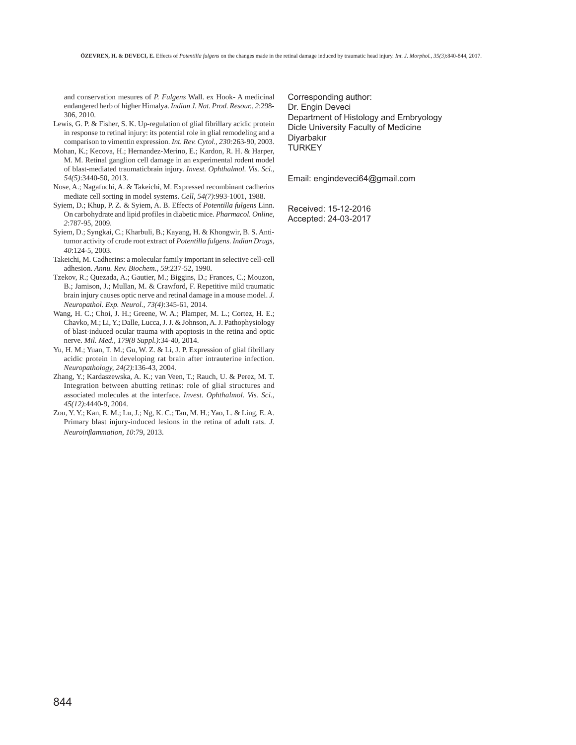and conservation mesures of *P. Fulgens* Wall. ex Hook- A medicinal endangered herb of higher Himalya. *Indian J. Nat. Prod. Resour., 2*:298-306, 2010.

Lewis, G. P. & Fisher, S. K. Up-regulation of glial fibrillary acidic protein in response to retinal injury: its potential role in glial remodeling and a comparison to vimentin expression. *Int. Rev. Cytol., 230:*263-90, 2003.

Mohan, K.; Kecova, H.; Hernandez-Merino, E.; Kardon, R. H. & Harper, M. M. Retinal ganglion cell damage in an experimental rodent model of blast-mediated traumaticbrain injury. *Invest. Ophthalmol. Vis. Sci., 54(5)*:3440-50, 2013.

Nose, A.; Nagafuchi, A. & Takeichi, M. Expressed recombinant cadherins mediate cell sorting in model systems. *Cell, 54(7)*:993-1001, 1988.

Syiem, D.; Khup, P. Z. & Syiem, A. B. Effects of *Potentilla fulgens* Linn. On carbohydrate and lipid profiles in diabetic mice. *Pharmacol. Online, 2*:787-95, 2009.

Syiem, D.; Syngkai, C.; Kharbuli, B.; Kayang, H. & Khongwir, B. S. Anti-tumor activity of crude root extract of *Potentilla fulgens*. *Indian Drugs, 40*:124-5, 2003.

Takeichi, M. Cadherins: a molecular family important in selective cell-cell adhesion. *Annu. Rev. Biochem., 59*:237-52, 1990.

Tzekov, R.; Quezada, A.; Gautier, M.; Biggins, D.; Frances, C.; Mouzon, B.; Jamison, J.; Mullan, M. & Crawford, F. Repetitive mild traumatic brain injury causes optic nerve and retinal damage in a mouse model. *J. Neuropathol. Exp. Neurol., 73(4)*:345-61, 2014.

Wang, H. C.; Choi, J. H.; Greene, W. A.; Plamper, M. L.; Cortez, H. E.; Chavko, M.; Li, Y.; Dalle, Lucca, J. J. & Johnson, A. J. Pathophysiology of blast-induced ocular trauma with apoptosis in the retina and optic nerve. *Mil. Med., 179(8 Suppl.)*:34-40, 2014.

Yu, H. M.; Yuan, T. M.; Gu, W. Z. & Li, J. P. Expression of glial fibrillary acidic protein in developing rat brain after intrauterine infection. *Neuropathology, 24(2)*:136-43, 2004.

Zhang, Y.; Kardaszewska, A. K.; van Veen, T.; Rauch, U. & Perez, M. T. Integration between abutting retinas: role of glial structures and associated molecules at the interface. *Invest. Ophthalmol. Vis. Sci., 45(12)*:4440-9, 2004.

Zou, Y. Y.; Kan, E. M.; Lu, J.; Ng, K. C.; Tan, M. H.; Yao, L. & Ling, E. A. Primary blast injury-induced lesions in the retina of adult rats. *J. Neuroinflammation, 10*:79, 2013.

Corresponding author:
Dr. Engin Deveci
Department of Histology and Embryology
Dicle University Faculty of Medicine
Diyarbakır
TURKEY

Email: engindeveci64@gmail.com

Received: 15-12-2016
Accepted: 24-03-2017